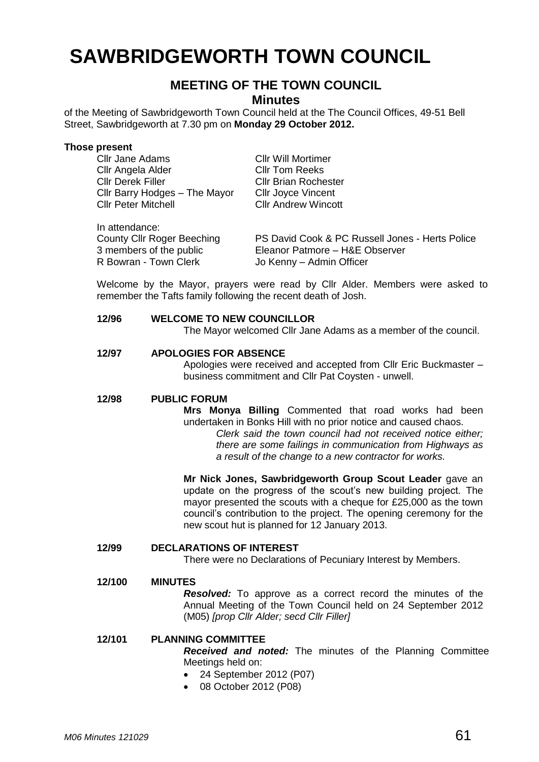// Wait

# SAWBRIDGEWORTH TOWN COUNCIL

## MEETING OF THE TOWN COUNCIL

### Minutes

of the Meeting of Sawbridgeworth Town Council held at the The Council Offices, 49-51 Bell Street, Sawbridgeworth at 7.30 pm on **Monday 29 October 2012.**

**Those present**

Cllr Jane Adams
Cllr Angela Alder
Cllr Derek Filler
Cllr Barry Hodges – The Mayor
Cllr Peter Mitchell
Cllr Will Mortimer
Cllr Tom Reeks
Cllr Brian Rochester
Cllr Joyce Vincent
Cllr Andrew Wincott

In attendance:

County Cllr Roger Beeching
3 members of the public
R Bowran - Town Clerk
PS David Cook & PC Russell Jones - Herts Police
Eleanor Patmore – H&E Observer
Jo Kenny – Admin Officer

Welcome by the Mayor, prayers were read by Cllr Alder. Members were asked to remember the Tafts family following the recent death of Josh.

**12/96 WELCOME TO NEW COUNCILLOR**

The Mayor welcomed Cllr Jane Adams as a member of the council.

**12/97 APOLOGIES FOR ABSENCE**

Apologies were received and accepted from Cllr Eric Buckmaster – business commitment and Cllr Pat Coysten - unwell.

**12/98 PUBLIC FORUM**

**Mrs Monya Billing** Commented that road works had been undertaken in Bonks Hill with no prior notice and caused chaos.

*Clerk said the town council had not received notice either; there are some failings in communication from Highways as a result of the change to a new contractor for works.*

**Mr Nick Jones, Sawbridgeworth Group Scout Leader** gave an update on the progress of the scout's new building project. The mayor presented the scouts with a cheque for £25,000 as the town council's contribution to the project. The opening ceremony for the new scout hut is planned for 12 January 2013.

**12/99 DECLARATIONS OF INTEREST**

There were no Declarations of Pecuniary Interest by Members.

**12/100 MINUTES**

***Resolved:*** To approve as a correct record the minutes of the Annual Meeting of the Town Council held on 24 September 2012 (M05) *[prop Cllr Alder; secd Cllr Filler]*

**12/101 PLANNING COMMITTEE**

***Received and noted:*** The minutes of the Planning Committee Meetings held on:

- 24 September 2012 (P07)
- 08 October 2012 (P08)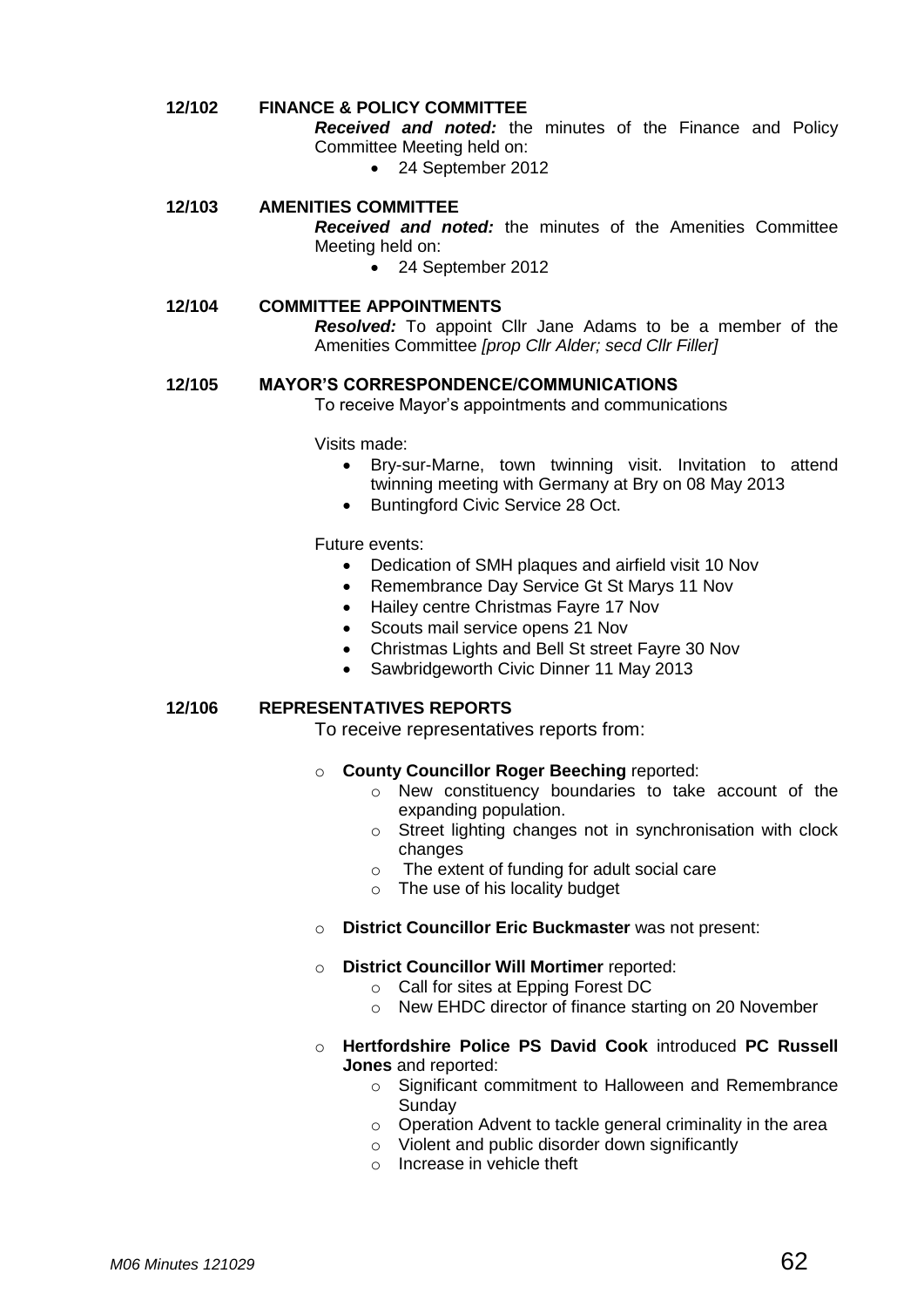**12/102 FINANCE & POLICY COMMITTEE**

***Received and noted:*** the minutes of the Finance and Policy Committee Meeting held on:

- 24 September 2012

**12/103 AMENITIES COMMITTEE**

***Received and noted:*** the minutes of the Amenities Committee Meeting held on:

- 24 September 2012

**12/104 COMMITTEE APPOINTMENTS**

***Resolved:*** To appoint Cllr Jane Adams to be a member of the Amenities Committee *[prop Cllr Alder; secd Cllr Filler]*

**12/105 MAYOR'S CORRESPONDENCE/COMMUNICATIONS**

To receive Mayor's appointments and communications

Visits made:

- Bry-sur-Marne, town twinning visit. Invitation to attend twinning meeting with Germany at Bry on 08 May 2013
- Buntingford Civic Service 28 Oct.

Future events:

- Dedication of SMH plaques and airfield visit 10 Nov
- Remembrance Day Service Gt St Marys 11 Nov
- Hailey centre Christmas Fayre 17 Nov
- Scouts mail service opens 21 Nov
- Christmas Lights and Bell St street Fayre 30 Nov
- Sawbridgeworth Civic Dinner 11 May 2013

**12/106 REPRESENTATIVES REPORTS**

To receive representatives reports from:

- **County Councillor Roger Beeching** reported:
  - New constituency boundaries to take account of the expanding population.
  - Street lighting changes not in synchronisation with clock changes
  - The extent of funding for adult social care
  - The use of his locality budget
- **District Councillor Eric Buckmaster** was not present:
- **District Councillor Will Mortimer** reported:
  - Call for sites at Epping Forest DC
  - New EHDC director of finance starting on 20 November
- **Hertfordshire Police PS David Cook** introduced **PC Russell Jones** and reported:
  - Significant commitment to Halloween and Remembrance Sunday
  - Operation Advent to tackle general criminality in the area
  - Violent and public disorder down significantly
  - Increase in vehicle theft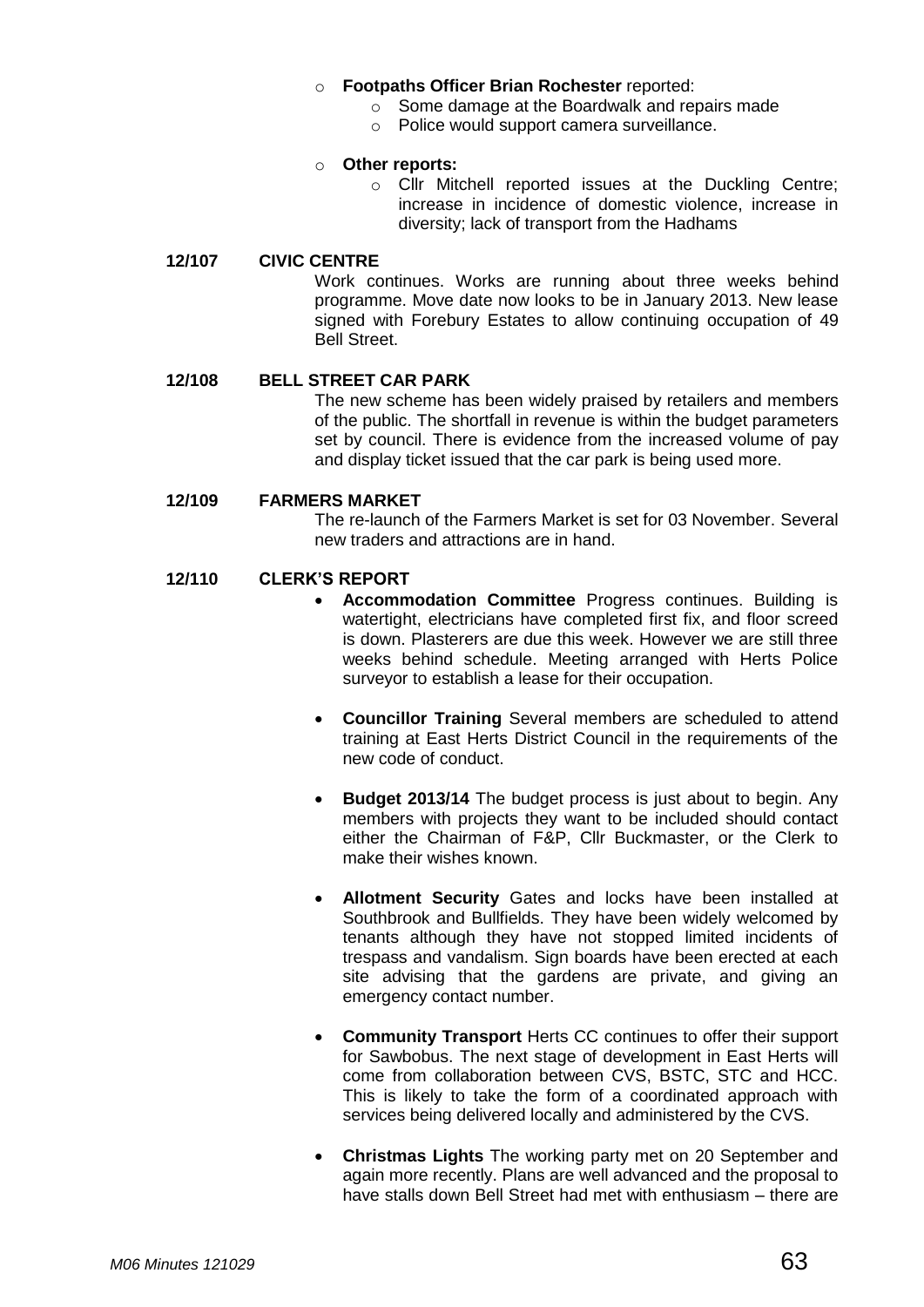- **Footpaths Officer Brian Rochester** reported:
    - Some damage at the Boardwalk and repairs made
    - Police would support camera surveillance.

- **Other reports:**
    - Cllr Mitchell reported issues at the Duckling Centre; increase in incidence of domestic violence, increase in diversity; lack of transport from the Hadhams

**12/107 CIVIC CENTRE**

Work continues. Works are running about three weeks behind programme. Move date now looks to be in January 2013. New lease signed with Forebury Estates to allow continuing occupation of 49 Bell Street.

**12/108 BELL STREET CAR PARK**

The new scheme has been widely praised by retailers and members of the public. The shortfall in revenue is within the budget parameters set by council. There is evidence from the increased volume of pay and display ticket issued that the car park is being used more.

**12/109 FARMERS MARKET**

The re-launch of the Farmers Market is set for 03 November. Several new traders and attractions are in hand.

**12/110 CLERK'S REPORT**

- **Accommodation Committee** Progress continues. Building is watertight, electricians have completed first fix, and floor screed is down. Plasterers are due this week. However we are still three weeks behind schedule. Meeting arranged with Herts Police surveyor to establish a lease for their occupation.

- **Councillor Training** Several members are scheduled to attend training at East Herts District Council in the requirements of the new code of conduct.

- **Budget 2013/14** The budget process is just about to begin. Any members with projects they want to be included should contact either the Chairman of F&P, Cllr Buckmaster, or the Clerk to make their wishes known.

- **Allotment Security** Gates and locks have been installed at Southbrook and Bullfields. They have been widely welcomed by tenants although they have not stopped limited incidents of trespass and vandalism. Sign boards have been erected at each site advising that the gardens are private, and giving an emergency contact number.

- **Community Transport** Herts CC continues to offer their support for Sawbobus. The next stage of development in East Herts will come from collaboration between CVS, BSTC, STC and HCC. This is likely to take the form of a coordinated approach with services being delivered locally and administered by the CVS.

- **Christmas Lights** The working party met on 20 September and again more recently. Plans are well advanced and the proposal to have stalls down Bell Street had met with enthusiasm – there are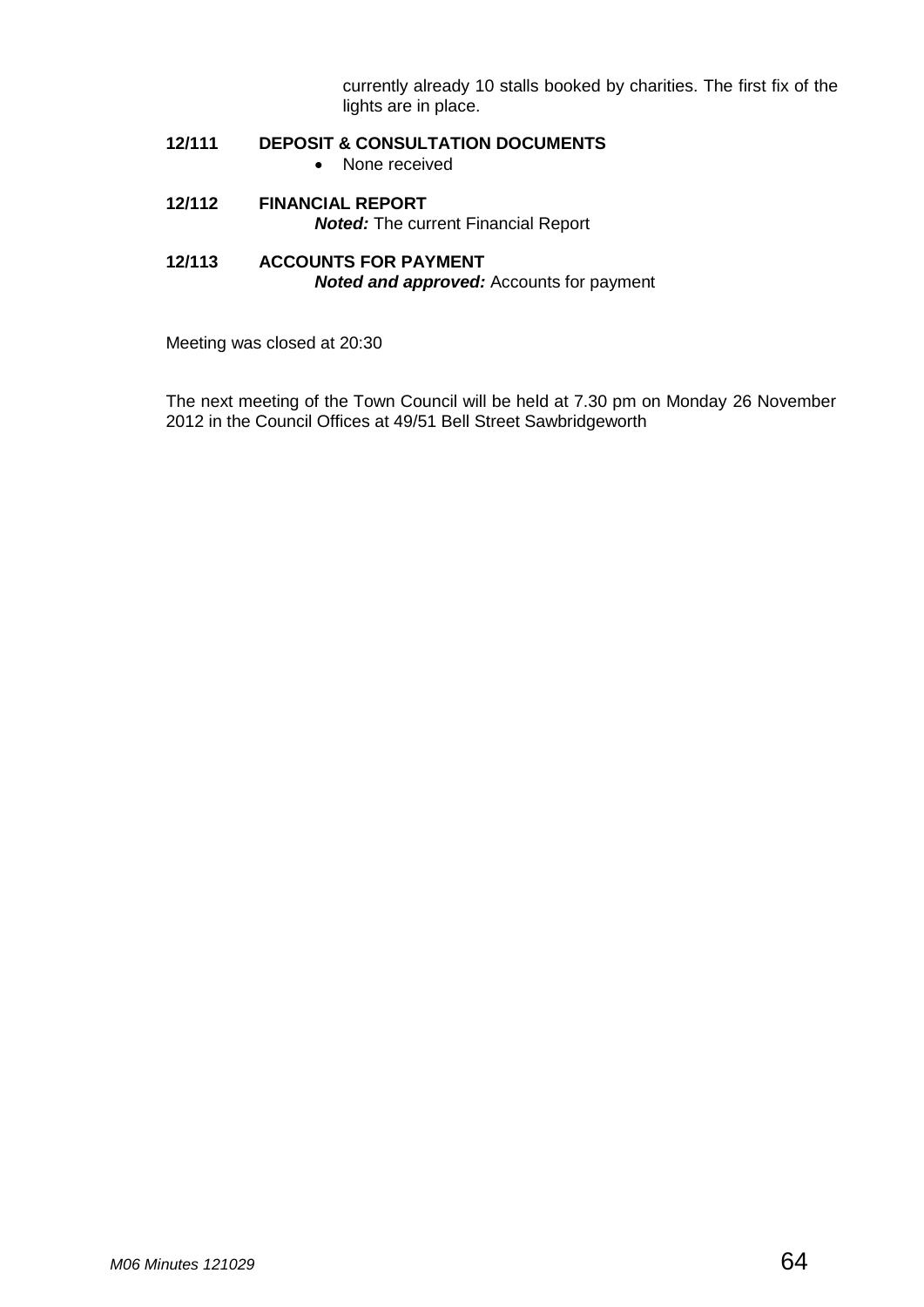currently already 10 stalls booked by charities. The first fix of the lights are in place.

**12/111 DEPOSIT & CONSULTATION DOCUMENTS**

- None received

**12/112 FINANCIAL REPORT**

***Noted:*** The current Financial Report

**12/113 ACCOUNTS FOR PAYMENT**

***Noted and approved:*** Accounts for payment

Meeting was closed at 20:30

The next meeting of the Town Council will be held at 7.30 pm on Monday 26 November 2012 in the Council Offices at 49/51 Bell Street Sawbridgeworth